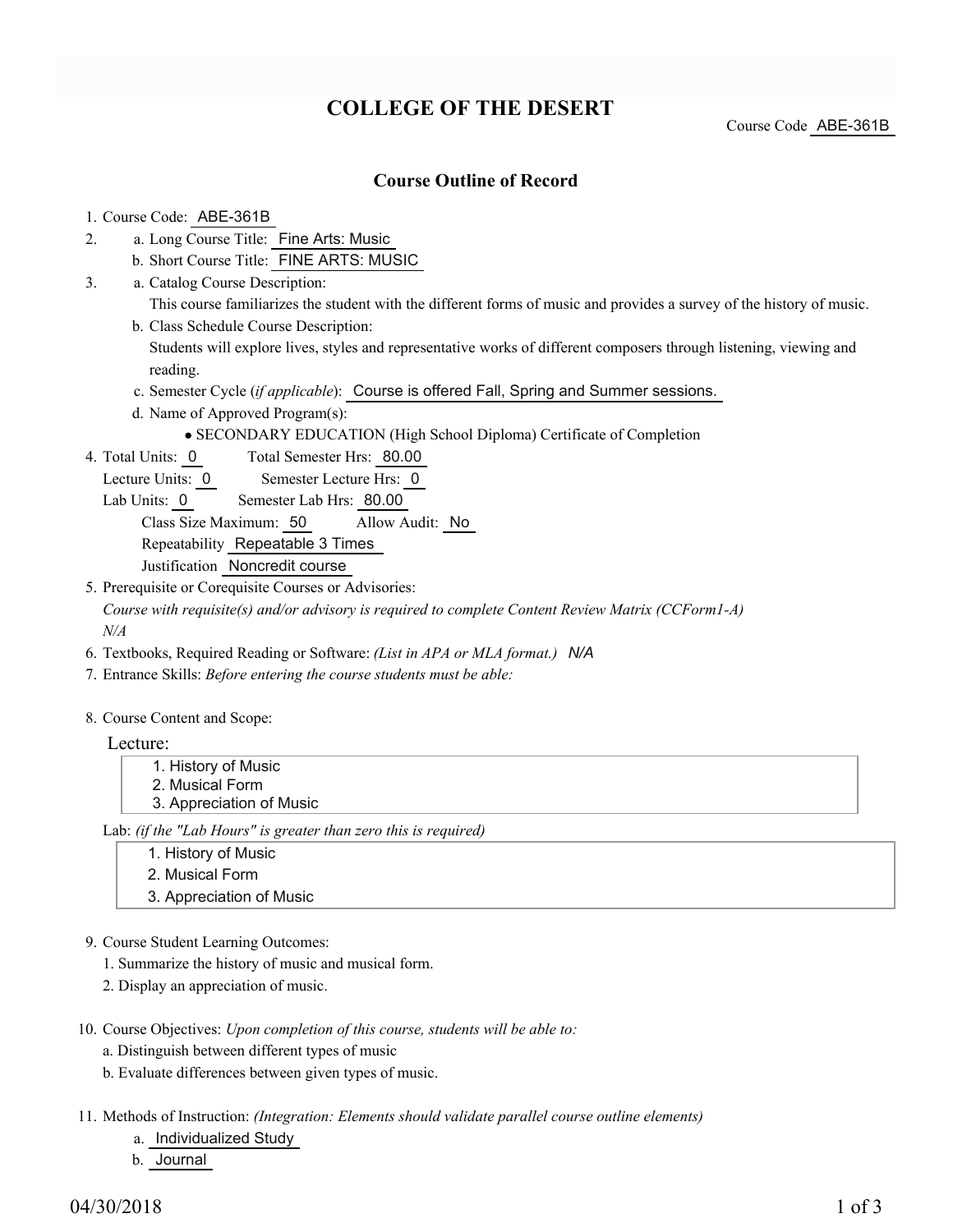# COLLEGE OF THE DESERT

Course Code ABE-361B

## Course Outline of Record

1. Course Code: ABE-361B
2. a. Long Course Title: Fine Arts: Music
   b. Short Course Title: FINE ARTS: MUSIC
3. a. Catalog Course Description:
   This course familiarizes the student with the different forms of music and provides a survey of the history of music.
   b. Class Schedule Course Description:
   Students will explore lives, styles and representative works of different composers through listening, viewing and reading.
   c. Semester Cycle (*if applicable*): Course is offered Fall, Spring and Summer sessions.
   d. Name of Approved Program(s):
   - SECONDARY EDUCATION (High School Diploma) Certificate of Completion
4. Total Units: 0 Total Semester Hrs: 80.00
   Lecture Units: 0 Semester Lecture Hrs: 0
   Lab Units: 0 Semester Lab Hrs: 80.00
   Class Size Maximum: 50 Allow Audit: No
   Repeatability Repeatable 3 Times
   Justification Noncredit course
5. Prerequisite or Corequisite Courses or Advisories:
   *Course with requisite(s) and/or advisory is required to complete Content Review Matrix (CCForm1-A)*
   *N/A*
6. Textbooks, Required Reading or Software: *(List in APA or MLA format.)* *N/A*
7. Entrance Skills: *Before entering the course students must be able:*

8. Course Content and Scope:

   Lecture:

   1. History of Music
   2. Musical Form
   3. Appreciation of Music

   Lab: *(if the "Lab Hours" is greater than zero this is required)*

   1. History of Music
   2. Musical Form
   3. Appreciation of Music

9. Course Student Learning Outcomes:
   1. Summarize the history of music and musical form.
   2. Display an appreciation of music.

10. Course Objectives: *Upon completion of this course, students will be able to:*
    a. Distinguish between different types of music
    b. Evaluate differences between given types of music.

11. Methods of Instruction: *(Integration: Elements should validate parallel course outline elements)*
    a. Individualized Study
    b. Journal

04/30/2018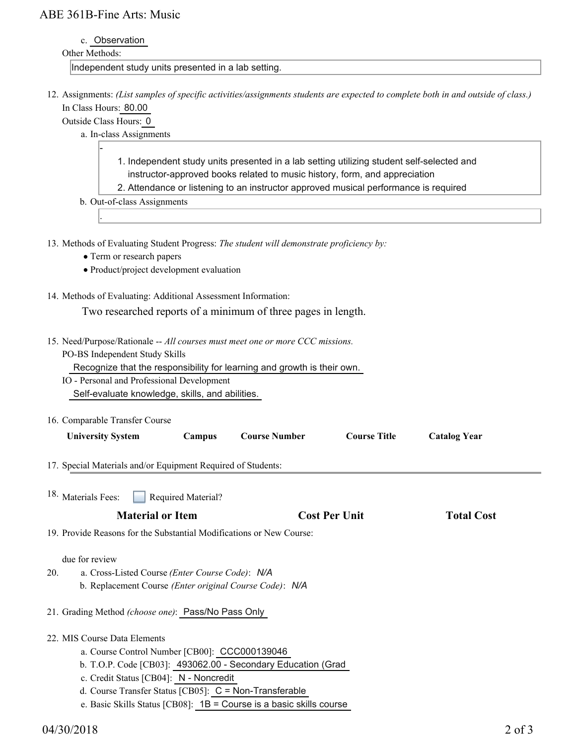c. Observation

Other Methods:

Independent study units presented in a lab setting.

12. Assignments: *(List samples of specific activities/assignments students are expected to complete both in and outside of class.)*

    In Class Hours: 80.00

    Outside Class Hours: 0

    a. In-class Assignments

    -

    1. Independent study units presented in a lab setting utilizing student self-selected and instructor-approved books related to music history, form, and appreciation
    2. Attendance or listening to an instructor approved musical performance is required

    b. Out-of-class Assignments

    .

13. Methods of Evaluating Student Progress: *The student will demonstrate proficiency by:*
    - Term or research papers
    - Product/project development evaluation

14. Methods of Evaluating: Additional Assessment Information:

    Two researched reports of a minimum of three pages in length.

15. Need/Purpose/Rationale -- *All courses must meet one or more CCC missions.*

    PO-BS Independent Study Skills

    Recognize that the responsibility for learning and growth is their own.

    IO - Personal and Professional Development

    Self-evaluate knowledge, skills, and abilities.

16. Comparable Transfer Course

| University System | Campus | Course Number | Course Title | Catalog Year |
|---|---|---|---|---|

17. Special Materials and/or Equipment Required of Students:

18. Materials Fees: ☐ Required Material?

| Material or Item | Cost Per Unit | Total Cost |
|---|---|---|

19. Provide Reasons for the Substantial Modifications or New Course:

    due for review

20. a. Cross-Listed Course *(Enter Course Code)*: *N/A*

    b. Replacement Course *(Enter original Course Code)*: *N/A*

21. Grading Method *(choose one)*: Pass/No Pass Only

22. MIS Course Data Elements

    a. Course Control Number [CB00]: CCC000139046

    b. T.O.P. Code [CB03]: 493062.00 - Secondary Education (Grad

    c. Credit Status [CB04]: N - Noncredit

    d. Course Transfer Status [CB05]: C = Non-Transferable

    e. Basic Skills Status [CB08]: 1B = Course is a basic skills course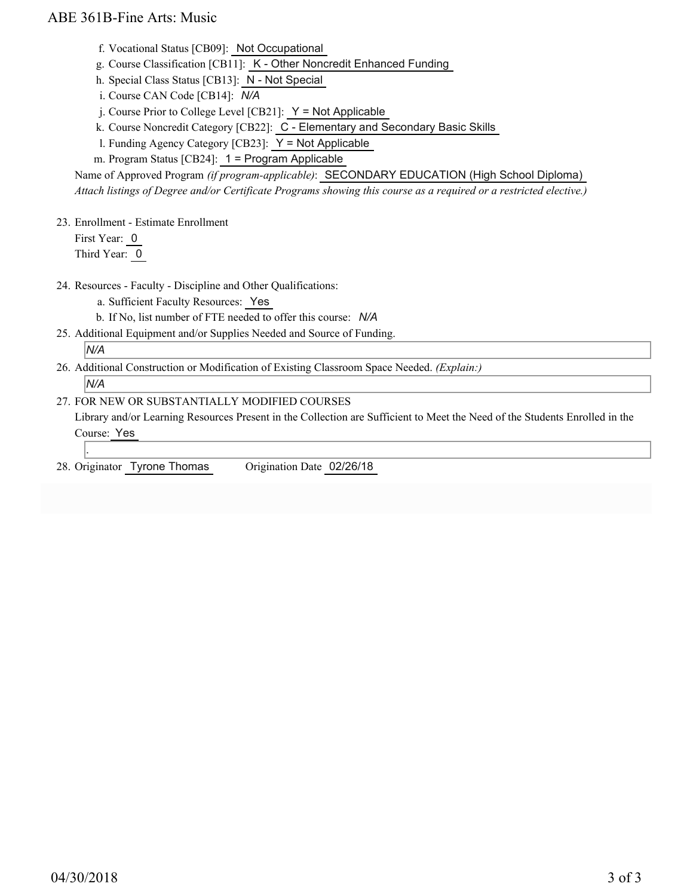f. Vocational Status [CB09]: Not Occupational
g. Course Classification [CB11]: K - Other Noncredit Enhanced Funding
h. Special Class Status [CB13]: N - Not Special
i. Course CAN Code [CB14]: *N/A*
j. Course Prior to College Level [CB21]: Y = Not Applicable
k. Course Noncredit Category [CB22]: C - Elementary and Secondary Basic Skills
l. Funding Agency Category [CB23]: Y = Not Applicable
m. Program Status [CB24]: 1 = Program Applicable

Name of Approved Program *(if program-applicable)*: SECONDARY EDUCATION (High School Diploma)

*Attach listings of Degree and/or Certificate Programs showing this course as a required or a restricted elective.)*

23. Enrollment - Estimate Enrollment

    First Year: 0

    Third Year: 0

24. Resources - Faculty - Discipline and Other Qualifications:

    a. Sufficient Faculty Resources: Yes

    b. If No, list number of FTE needed to offer this course: *N/A*

25. Additional Equipment and/or Supplies Needed and Source of Funding.

    *N/A*

26. Additional Construction or Modification of Existing Classroom Space Needed. *(Explain:)*

    *N/A*

27. FOR NEW OR SUBSTANTIALLY MODIFIED COURSES

    Library and/or Learning Resources Present in the Collection are Sufficient to Meet the Need of the Students Enrolled in the Course: Yes

    .

28. Originator Tyrone Thomas Origination Date 02/26/18